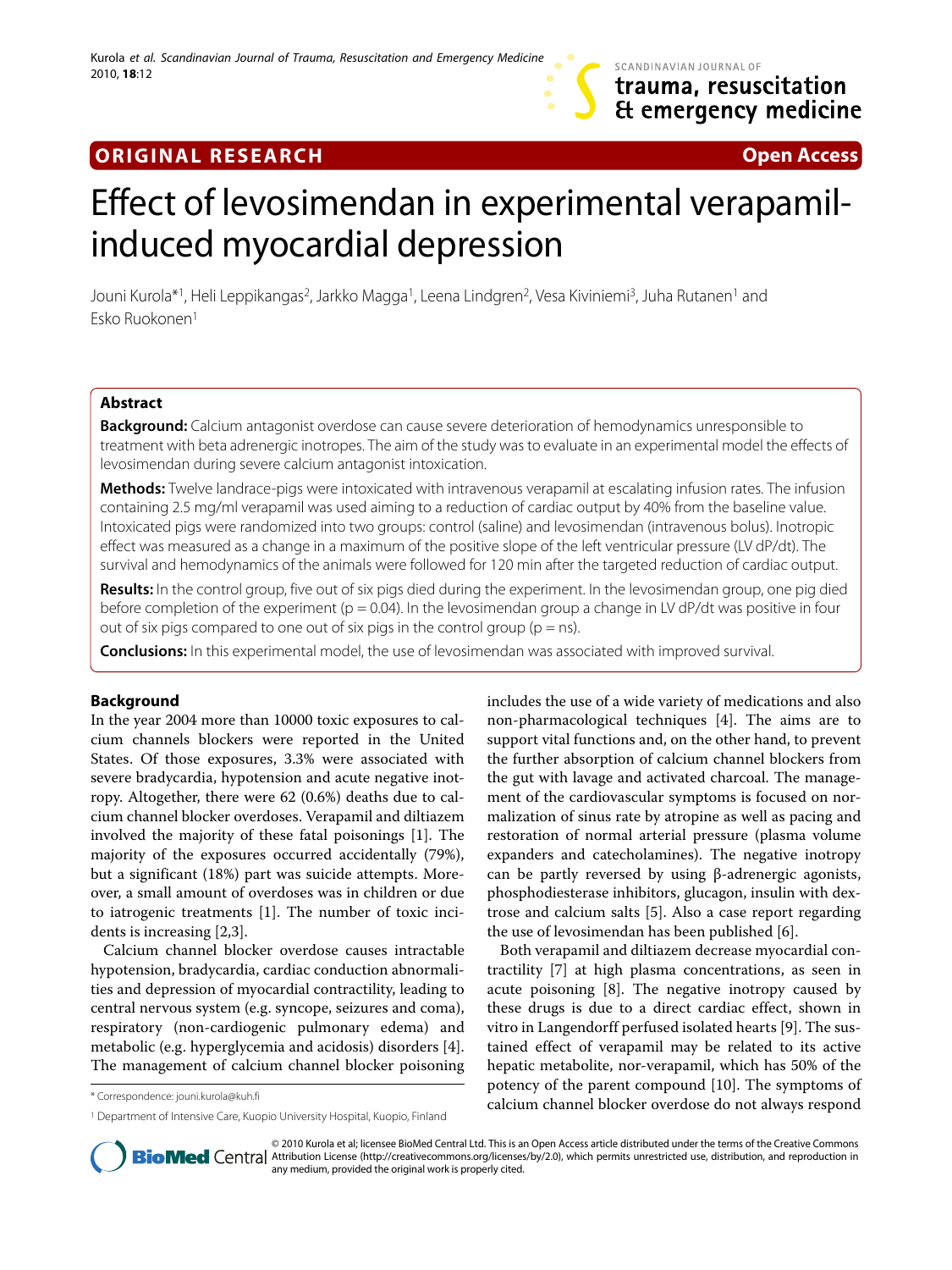ORIGINAL RESEARCH — Open Access

# Effect of levosimendan in experimental verapamil-induced myocardial depression

Jouni Kurola*[1], Heli Leppikangas[2], Jarkko Magga[1], Leena Lindgren[2], Vesa Kiviniemi[3], Juha Rutanen[1] and Esko Ruokonen[1]

## Abstract

**Background:** Calcium antagonist overdose can cause severe deterioration of hemodynamics unresponsible to treatment with beta adrenergic inotropes. The aim of the study was to evaluate in an experimental model the effects of levosimendan during severe calcium antagonist intoxication.

**Methods:** Twelve landrace-pigs were intoxicated with intravenous verapamil at escalating infusion rates. The infusion containing 2.5 mg/ml verapamil was used aiming to a reduction of cardiac output by 40% from the baseline value. Intoxicated pigs were randomized into two groups: control (saline) and levosimendan (intravenous bolus). Inotropic effect was measured as a change in a maximum of the positive slope of the left ventricular pressure (LV dP/dt). The survival and hemodynamics of the animals were followed for 120 min after the targeted reduction of cardiac output.

**Results:** In the control group, five out of six pigs died during the experiment. In the levosimendan group, one pig died before completion of the experiment ($p = 0.04$). In the levosimendan group a change in LV dP/dt was positive in four out of six pigs compared to one out of six pigs in the control group (p = ns).

**Conclusions:** In this experimental model, the use of levosimendan was associated with improved survival.

## Background

In the year 2004 more than 10000 toxic exposures to calcium channels blockers were reported in the United States. Of those exposures, 3.3% were associated with severe bradycardia, hypotension and acute negative inotropy. Altogether, there were 62 (0.6%) deaths due to calcium channel blocker overdoses. Verapamil and diltiazem involved the majority of these fatal poisonings [1]. The majority of the exposures occurred accidentally (79%), but a significant (18%) part was suicide attempts. Moreover, a small amount of overdoses was in children or due to iatrogenic treatments [1]. The number of toxic incidents is increasing [2,3].

Calcium channel blocker overdose causes intractable hypotension, bradycardia, cardiac conduction abnormalities and depression of myocardial contractility, leading to central nervous system (e.g. syncope, seizures and coma), respiratory (non-cardiogenic pulmonary edema) and metabolic (e.g. hyperglycemia and acidosis) disorders [4]. The management of calcium channel blocker poisoning includes the use of a wide variety of medications and also non-pharmacological techniques [4]. The aims are to support vital functions and, on the other hand, to prevent the further absorption of calcium channel blockers from the gut with lavage and activated charcoal. The management of the cardiovascular symptoms is focused on normalization of sinus rate by atropine as well as pacing and restoration of normal arterial pressure (plasma volume expanders and catecholamines). The negative inotropy can be partly reversed by using β-adrenergic agonists, phosphodiesterase inhibitors, glucagon, insulin with dextrose and calcium salts [5]. Also a case report regarding the use of levosimendan has been published [6].

Both verapamil and diltiazem decrease myocardial contractility [7] at high plasma concentrations, as seen in acute poisoning [8]. The negative inotropy caused by these drugs is due to a direct cardiac effect, shown in vitro in Langendorff perfused isolated hearts [9]. The sustained effect of verapamil may be related to its active hepatic metabolite, nor-verapamil, which has 50% of the potency of the parent compound [10]. The symptoms of calcium channel blocker overdose do not always respond

\* Correspondence: jouni.kurola@kuh.fi

[1] Department of Intensive Care, Kuopio University Hospital, Kuopio, Finland

© 2010 Kurola et al; licensee BioMed Central Ltd. This is an Open Access article distributed under the terms of the Creative Commons Attribution License (http://creativecommons.org/licenses/by/2.0), which permits unrestricted use, distribution, and reproduction in any medium, provided the original work is properly cited.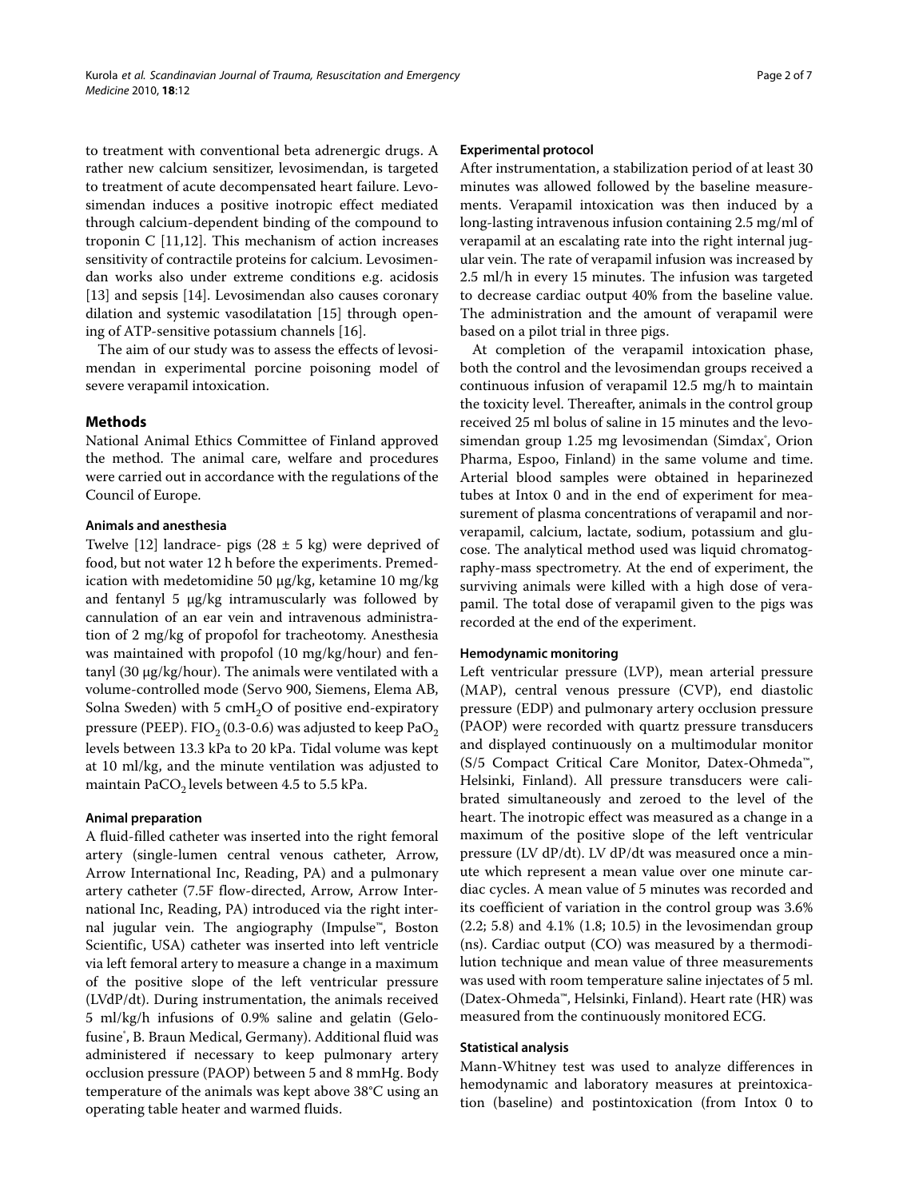to treatment with conventional beta adrenergic drugs. A rather new calcium sensitizer, levosimendan, is targeted to treatment of acute decompensated heart failure. Levosimendan induces a positive inotropic effect mediated through calcium-dependent binding of the compound to troponin C [11,12]. This mechanism of action increases sensitivity of contractile proteins for calcium. Levosimendan works also under extreme conditions e.g. acidosis [13] and sepsis [14]. Levosimendan also causes coronary dilation and systemic vasodilatation [15] through opening of ATP-sensitive potassium channels [16].

The aim of our study was to assess the effects of levosimendan in experimental porcine poisoning model of severe verapamil intoxication.

## Methods

National Animal Ethics Committee of Finland approved the method. The animal care, welfare and procedures were carried out in accordance with the regulations of the Council of Europe.

### Animals and anesthesia

Twelve [12] landrace- pigs (28 ± 5 kg) were deprived of food, but not water 12 h before the experiments. Premedication with medetomidine 50 μg/kg, ketamine 10 mg/kg and fentanyl 5 μg/kg intramuscularly was followed by cannulation of an ear vein and intravenous administration of 2 mg/kg of propofol for tracheotomy. Anesthesia was maintained with propofol (10 mg/kg/hour) and fentanyl (30 μg/kg/hour). The animals were ventilated with a volume-controlled mode (Servo 900, Siemens, Elema AB, Solna Sweden) with 5 $cmH_2O$ of positive end-expiratory pressure (PEEP). $FIO_2$ (0.3-0.6) was adjusted to keep $PaO_2$ levels between 13.3 kPa to 20 kPa. Tidal volume was kept at 10 ml/kg, and the minute ventilation was adjusted to maintain $PaCO_2$ levels between 4.5 to 5.5 kPa.

### Animal preparation

A fluid-filled catheter was inserted into the right femoral artery (single-lumen central venous catheter, Arrow, Arrow International Inc, Reading, PA) and a pulmonary artery catheter (7.5F flow-directed, Arrow, Arrow International Inc, Reading, PA) introduced via the right internal jugular vein. The angiography (Impulse™, Boston Scientific, USA) catheter was inserted into left ventricle via left femoral artery to measure a change in a maximum of the positive slope of the left ventricular pressure (LVdP/dt). During instrumentation, the animals received 5 ml/kg/h infusions of 0.9% saline and gelatin (Gelofusine®, B. Braun Medical, Germany). Additional fluid was administered if necessary to keep pulmonary artery occlusion pressure (PAOP) between 5 and 8 mmHg. Body temperature of the animals was kept above 38°C using an operating table heater and warmed fluids.

### Experimental protocol

After instrumentation, a stabilization period of at least 30 minutes was allowed followed by the baseline measurements. Verapamil intoxication was then induced by a long-lasting intravenous infusion containing 2.5 mg/ml of verapamil at an escalating rate into the right internal jugular vein. The rate of verapamil infusion was increased by 2.5 ml/h in every 15 minutes. The infusion was targeted to decrease cardiac output 40% from the baseline value. The administration and the amount of verapamil were based on a pilot trial in three pigs.

At completion of the verapamil intoxication phase, both the control and the levosimendan groups received a continuous infusion of verapamil 12.5 mg/h to maintain the toxicity level. Thereafter, animals in the control group received 25 ml bolus of saline in 15 minutes and the levosimendan group 1.25 mg levosimendan (Simdax®, Orion Pharma, Espoo, Finland) in the same volume and time. Arterial blood samples were obtained in heparinezed tubes at Intox 0 and in the end of experiment for measurement of plasma concentrations of verapamil and norverapamil, calcium, lactate, sodium, potassium and glucose. The analytical method used was liquid chromatography-mass spectrometry. At the end of experiment, the surviving animals were killed with a high dose of verapamil. The total dose of verapamil given to the pigs was recorded at the end of the experiment.

### Hemodynamic monitoring

Left ventricular pressure (LVP), mean arterial pressure (MAP), central venous pressure (CVP), end diastolic pressure (EDP) and pulmonary artery occlusion pressure (PAOP) were recorded with quartz pressure transducers and displayed continuously on a multimodular monitor (S/5 Compact Critical Care Monitor, Datex-Ohmeda™, Helsinki, Finland). All pressure transducers were calibrated simultaneously and zeroed to the level of the heart. The inotropic effect was measured as a change in a maximum of the positive slope of the left ventricular pressure (LV dP/dt). LV dP/dt was measured once a minute which represent a mean value over one minute cardiac cycles. A mean value of 5 minutes was recorded and its coefficient of variation in the control group was 3.6% (2.2; 5.8) and 4.1% (1.8; 10.5) in the levosimendan group (ns). Cardiac output (CO) was measured by a thermodilution technique and mean value of three measurements was used with room temperature saline injectates of 5 ml. (Datex-Ohmeda™, Helsinki, Finland). Heart rate (HR) was measured from the continuously monitored ECG.

### Statistical analysis

Mann-Whitney test was used to analyze differences in hemodynamic and laboratory measures at preintoxication (baseline) and postintoxication (from Intox 0 to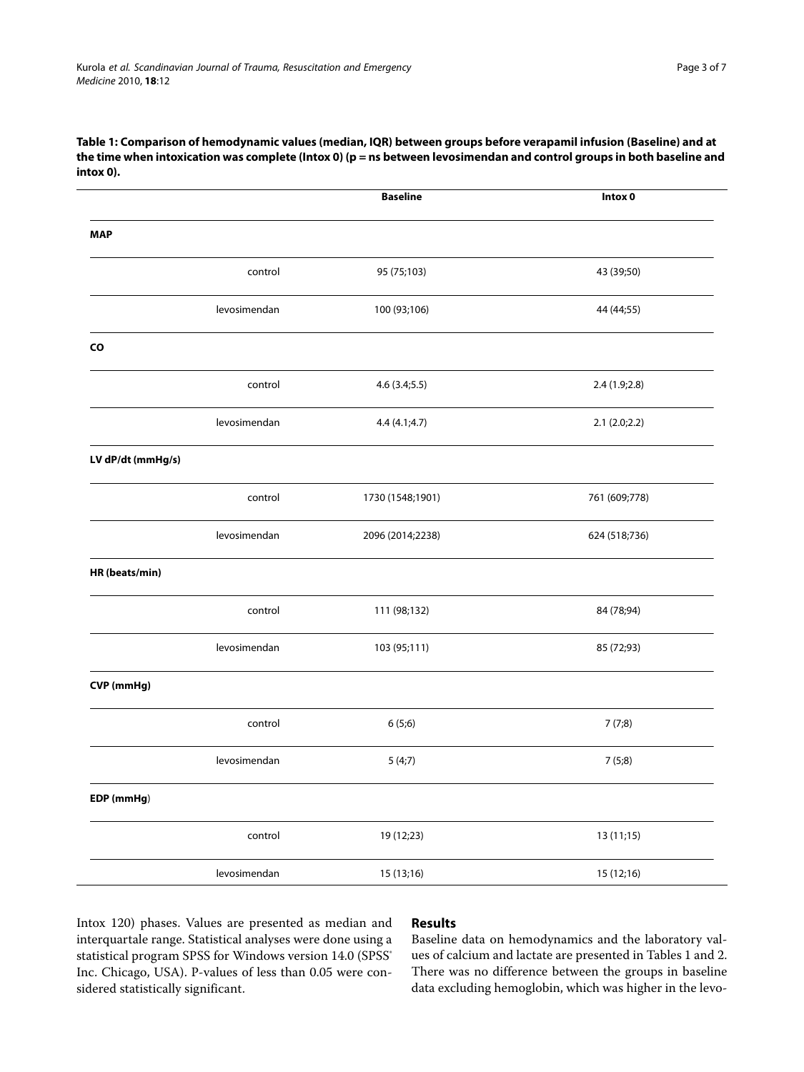**Table 1: Comparison of hemodynamic values (median, IQR) between groups before verapamil infusion (Baseline) and at the time when intoxication was complete (Intox 0) (p = ns between levosimendan and control groups in both baseline and intox 0).**

| | | Baseline | Intox 0 |
|---|---|---|---|
| **MAP** | | | |
| | control | 95 (75;103) | 43 (39;50) |
| | levosimendan | 100 (93;106) | 44 (44;55) |
| **CO** | | | |
| | control | 4.6 (3.4;5.5) | 2.4 (1.9;2.8) |
| | levosimendan | 4.4 (4.1;4.7) | 2.1 (2.0;2.2) |
| **LV dP/dt (mmHg/s)** | | | |
| | control | 1730 (1548;1901) | 761 (609;778) |
| | levosimendan | 2096 (2014;2238) | 624 (518;736) |
| **HR (beats/min)** | | | |
| | control | 111 (98;132) | 84 (78;94) |
| | levosimendan | 103 (95;111) | 85 (72;93) |
| **CVP (mmHg)** | | | |
| | control | 6 (5;6) | 7 (7;8) |
| | levosimendan | 5 (4;7) | 7 (5;8) |
| **EDP (mmHg)** | | | |
| | control | 19 (12;23) | 13 (11;15) |
| | levosimendan | 15 (13;16) | 15 (12;16) |

Intox 120) phases. Values are presented as median and interquartale range. Statistical analyses were done using a statistical program SPSS for Windows version 14.0 (SPSS® Inc. Chicago, USA). P-values of less than 0.05 were considered statistically significant.

## Results

Baseline data on hemodynamics and the laboratory values of calcium and lactate are presented in Tables 1 and 2. There was no difference between the groups in baseline data excluding hemoglobin, which was higher in the levo-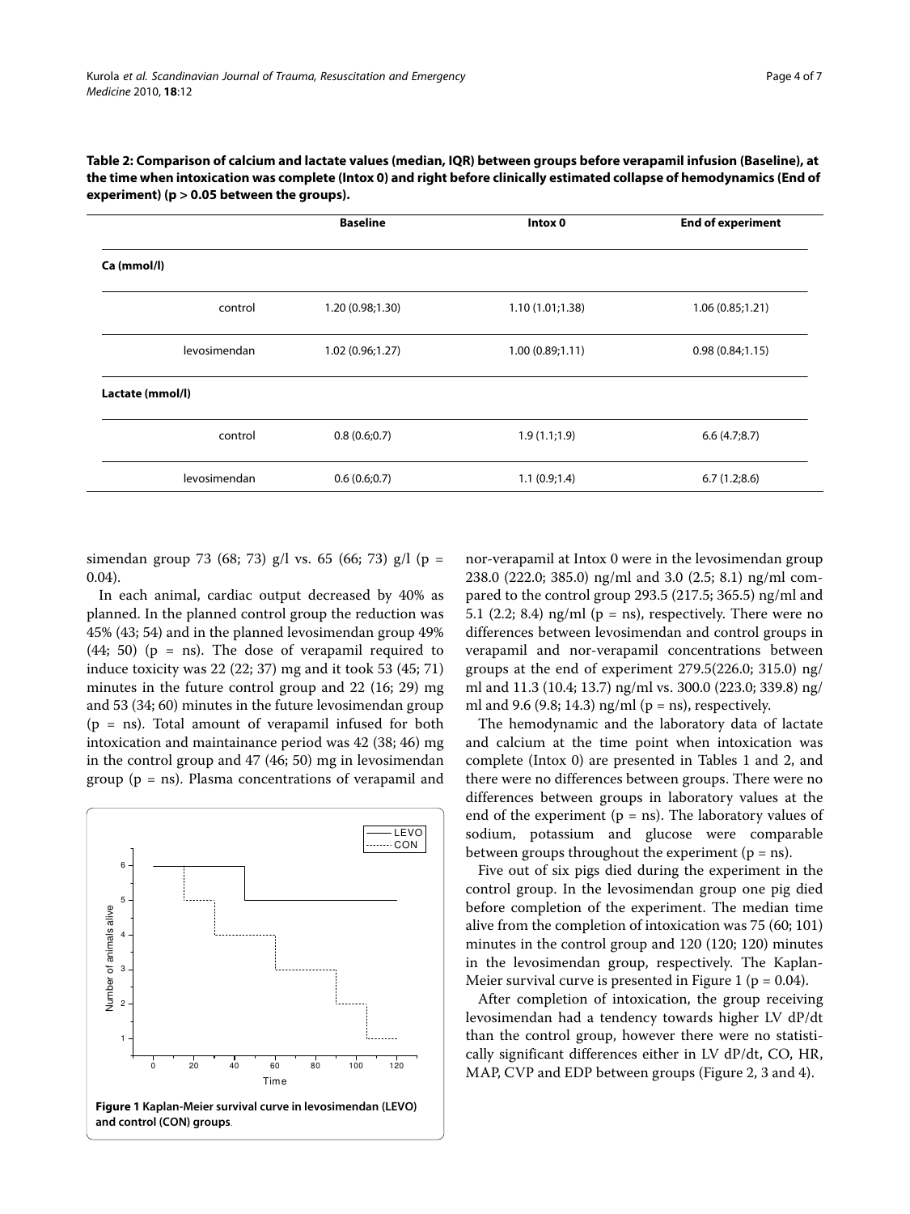**Table 2: Comparison of calcium and lactate values (median, IQR) between groups before verapamil infusion (Baseline), at the time when intoxication was complete (Intox 0) and right before clinically estimated collapse of hemodynamics (End of experiment) (p > 0.05 between the groups).**

| | Baseline | Intox 0 | End of experiment |
|---|---|---|---|
| **Ca (mmol/l)** | | | |
| control | 1.20 (0.98;1.30) | 1.10 (1.01;1.38) | 1.06 (0.85;1.21) |
| levosimendan | 1.02 (0.96;1.27) | 1.00 (0.89;1.11) | 0.98 (0.84;1.15) |
| **Lactate (mmol/l)** | | | |
| control | 0.8 (0.6;0.7) | 1.9 (1.1;1.9) | 6.6 (4.7;8.7) |
| levosimendan | 0.6 (0.6;0.7) | 1.1 (0.9;1.4) | 6.7 (1.2;8.6) |

simendan group 73 (68; 73) g/l vs. 65 (66; 73) g/l (p = 0.04).

In each animal, cardiac output decreased by 40% as planned. In the planned control group the reduction was 45% (43; 54) and in the planned levosimendan group 49% (44; 50) (p = ns). The dose of verapamil required to induce toxicity was 22 (22; 37) mg and it took 53 (45; 71) minutes in the future control group and 22 (16; 29) mg and 53 (34; 60) minutes in the future levosimendan group (p = ns). Total amount of verapamil infused for both intoxication and maintainance period was 42 (38; 46) mg in the control group and 47 (46; 50) mg in levosimendan group (p = ns). Plasma concentrations of verapamil and nor-verapamil at Intox 0 were in the levosimendan group 238.0 (222.0; 385.0) ng/ml and 3.0 (2.5; 8.1) ng/ml compared to the control group 293.5 (217.5; 365.5) ng/ml and 5.1 (2.2; 8.4) ng/ml (p = ns), respectively. There were no differences between levosimendan and control groups in verapamil and nor-verapamil concentrations between groups at the end of experiment 279.5(226.0; 315.0) ng/ml and 11.3 (10.4; 13.7) ng/ml vs. 300.0 (223.0; 339.8) ng/ml and 9.6 (9.8; 14.3) ng/ml (p = ns), respectively.

The hemodynamic and the laboratory data of lactate and calcium at the time point when intoxication was complete (Intox 0) are presented in Tables 1 and 2, and there were no differences between groups. There were no differences between groups in laboratory values at the end of the experiment (p = ns). The laboratory values of sodium, potassium and glucose were comparable between groups throughout the experiment (p = ns).

Five out of six pigs died during the experiment in the control group. In the levosimendan group one pig died before completion of the experiment. The median time alive from the completion of intoxication was 75 (60; 101) minutes in the control group and 120 (120; 120) minutes in the levosimendan group, respectively. The Kaplan-Meier survival curve is presented in Figure 1 (p = 0.04).

After completion of intoxication, the group receiving levosimendan had a tendency towards higher LV dP/dt than the control group, however there were no statistically significant differences either in LV dP/dt, CO, HR, MAP, CVP and EDP between groups (Figure 2, 3 and 4).

**Figure 1 Kaplan-Meier survival curve in levosimendan (LEVO) and control (CON) groups**.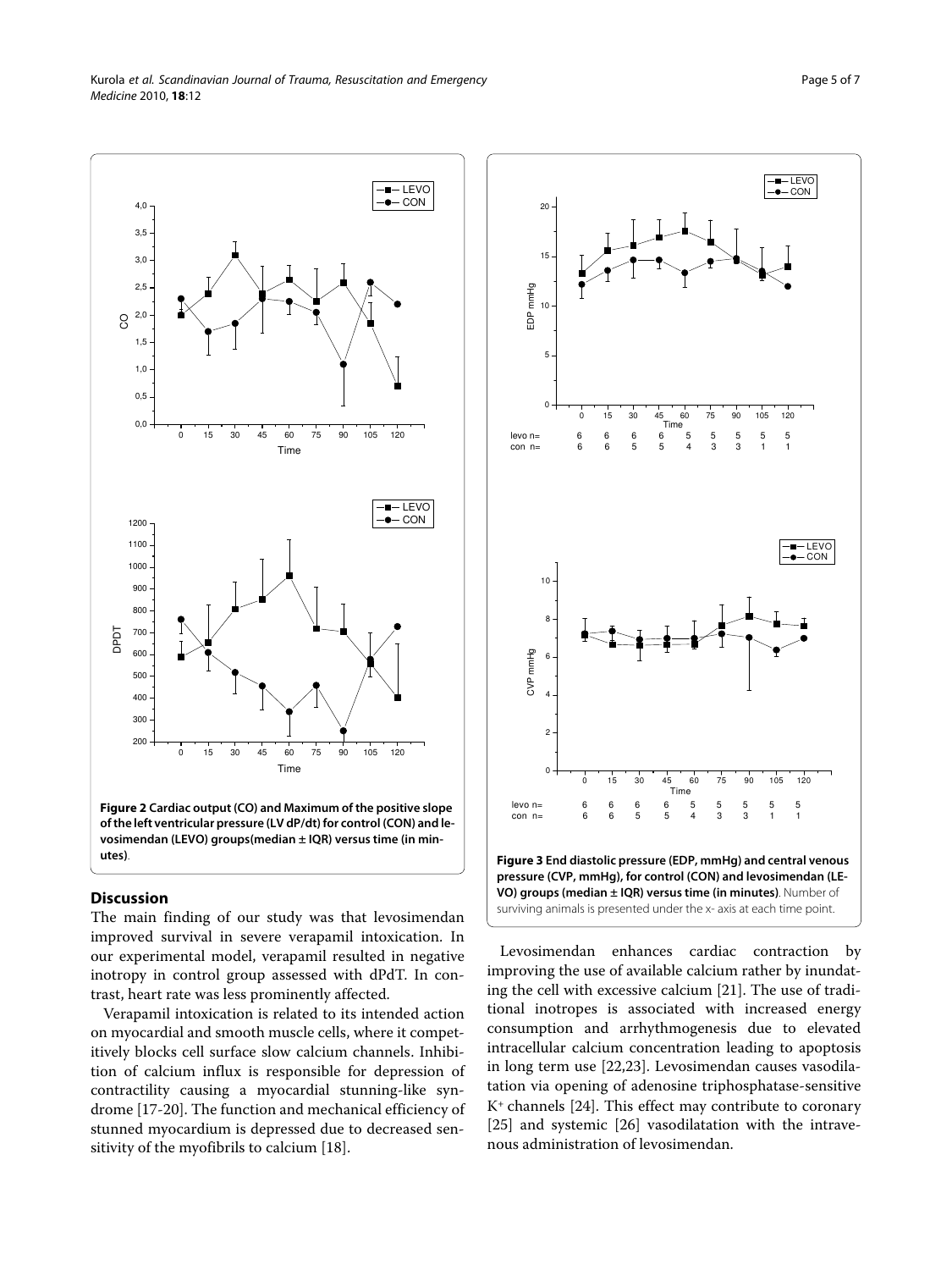**Figure 2 Cardiac output (CO) and Maximum of the positive slope of the left ventricular pressure (LV dP/dt) for control (CON) and levosimendan (LEVO) groups(median ± IQR) versus time (in minutes)**.

**Figure 3 End diastolic pressure (EDP, mmHg) and central venous pressure (CVP, mmHg), for control (CON) and levosimendan (LEVO) groups (median ± IQR) versus time (in minutes)**. Number of surviving animals is presented under the x- axis at each time point.

## Discussion

The main finding of our study was that levosimendan improved survival in severe verapamil intoxication. In our experimental model, verapamil resulted in negative inotropy in control group assessed with dPdT. In contrast, heart rate was less prominently affected.

Verapamil intoxication is related to its intended action on myocardial and smooth muscle cells, where it competitively blocks cell surface slow calcium channels. Inhibition of calcium influx is responsible for depression of contractility causing a myocardial stunning-like syndrome [17-20]. The function and mechanical efficiency of stunned myocardium is depressed due to decreased sensitivity of the myofibrils to calcium [18].

Levosimendan enhances cardiac contraction by improving the use of available calcium rather by inundating the cell with excessive calcium [21]. The use of traditional inotropes is associated with increased energy consumption and arrhythmogenesis due to elevated intracellular calcium concentration leading to apoptosis in long term use [22,23]. Levosimendan causes vasodilatation via opening of adenosine triphosphatase-sensitive $K^+$ channels [24]. This effect may contribute to coronary [25] and systemic [26] vasodilatation with the intravenous administration of levosimendan.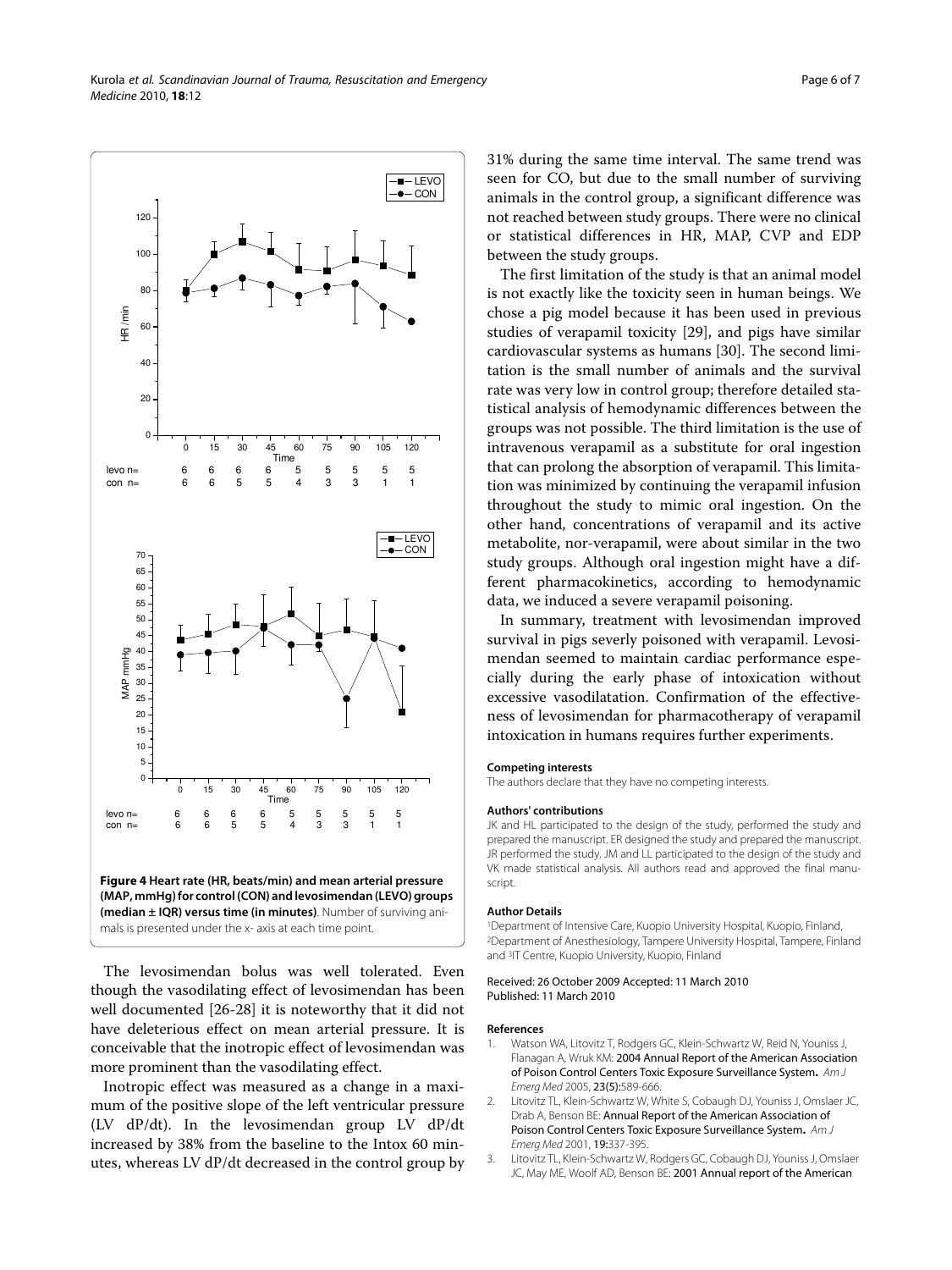LEVO
CON

HR /min

120
100
80
60
40
20
0

0 15 30 45 60 75 90 105 120
Time

levo n= 6 6 6 6 5 5 5 5 5
con n= 6 6 5 5 4 3 3 1 1

LEVO
CON

MAP mmHg

70
65
60
55
50
45
40
35
30
25
20
15
10
5
0

0 15 30 45 60 75 90 105 120
Time

levo n= 6 6 6 6 5 5 5 5 5
con n= 6 6 5 5 4 3 3 1 1

**Figure 4 Heart rate (HR, beats/min) and mean arterial pressure (MAP, mmHg) for control (CON) and levosimendan (LEVO) groups (median ± IQR) versus time (in minutes)**. Number of surviving animals is presented under the x- axis at each time point.

The levosimendan bolus was well tolerated. Even though the vasodilating effect of levosimendan has been well documented [26-28] it is noteworthy that it did not have deleterious effect on mean arterial pressure. It is conceivable that the inotropic effect of levosimendan was more prominent than the vasodilating effect.

Inotropic effect was measured as a change in a maximum of the positive slope of the left ventricular pressure (LV dP/dt). In the levosimendan group LV dP/dt increased by 38% from the baseline to the Intox 60 minutes, whereas LV dP/dt decreased in the control group by 31% during the same time interval. The same trend was seen for CO, but due to the small number of surviving animals in the control group, a significant difference was not reached between study groups. There were no clinical or statistical differences in HR, MAP, CVP and EDP between the study groups.

The first limitation of the study is that an animal model is not exactly like the toxicity seen in human beings. We chose a pig model because it has been used in previous studies of verapamil toxicity [29], and pigs have similar cardiovascular systems as humans [30]. The second limitation is the small number of animals and the survival rate was very low in control group; therefore detailed statistical analysis of hemodynamic differences between the groups was not possible. The third limitation is the use of intravenous verapamil as a substitute for oral ingestion that can prolong the absorption of verapamil. This limitation was minimized by continuing the verapamil infusion throughout the study to mimic oral ingestion. On the other hand, concentrations of verapamil and its active metabolite, nor-verapamil, were about similar in the two study groups. Although oral ingestion might have a different pharmacokinetics, according to hemodynamic data, we induced a severe verapamil poisoning.

In summary, treatment with levosimendan improved survival in pigs severly poisoned with verapamil. Levosimendan seemed to maintain cardiac performance especially during the early phase of intoxication without excessive vasodilatation. Confirmation of the effectiveness of levosimendan for pharmacotherapy of verapamil intoxication in humans requires further experiments.

#### Competing interests

The authors declare that they have no competing interests.

#### Authors' contributions

JK and HL participated to the design of the study, performed the study and prepared the manuscript. ER designed the study and prepared the manuscript. JR performed the study. JM and LL participated to the design of the study and VK made statistical analysis. All authors read and approved the final manuscript.

#### Author Details

[1]Department of Intensive Care, Kuopio University Hospital, Kuopio, Finland, [2]Department of Anesthesiology, Tampere University Hospital, Tampere, Finland and [3]IT Centre, Kuopio University, Kuopio, Finland

Received: 26 October 2009 Accepted: 11 March 2010
Published: 11 March 2010

#### References

1. Watson WA, Litovitz T, Rodgers GC, Klein-Schwartz W, Reid N, Youniss J, Flanagan A, Wruk KM: **2004 Annual Report of the American Association of Poison Control Centers Toxic Exposure Surveillance System.** *Am J Emerg Med* 2005, **23(5):**589-666.
2. Litovitz TL, Klein-Schwartz W, White S, Cobaugh DJ, Youniss J, Omslaer JC, Drab A, Benson BE: **Annual Report of the American Association of Poison Control Centers Toxic Exposure Surveillance System.** *Am J Emerg Med* 2001, **19:**337-395.
3. Litovitz TL, Klein-Schwartz W, Rodgers GC, Cobaugh DJ, Youniss J, Omslaer JC, May ME, Woolf AD, Benson BE: **2001 Annual report of the American**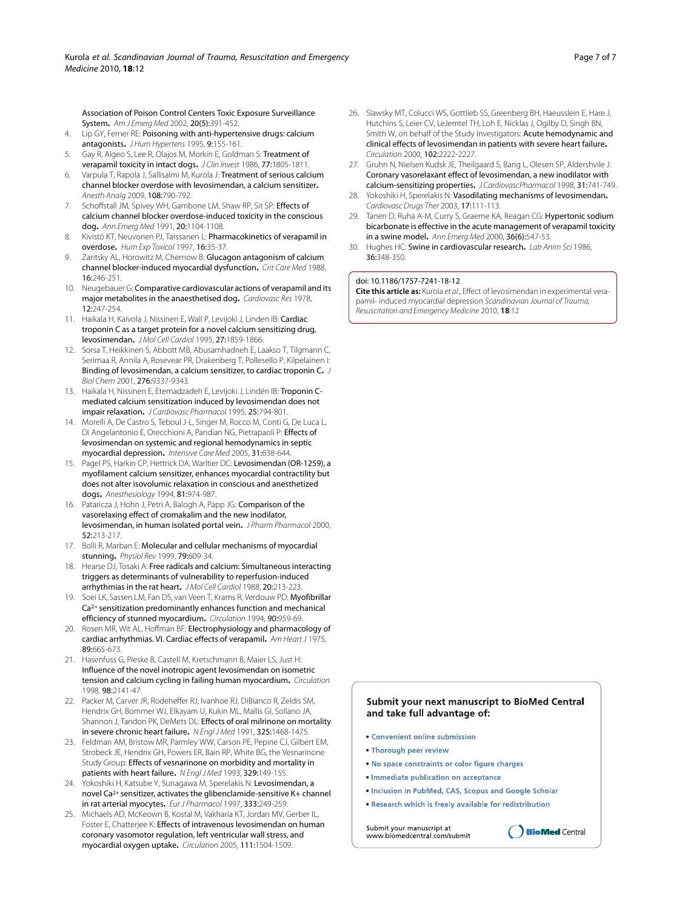Association of Poison Control Centers Toxic Exposure Surveillance System. *Am J Emerg Med* 2002, **20(5)**:391-452.

4. Lip GY, Ferner RE: **Poisoning with anti-hypertensive drugs: calcium antagonists.** *J Hum Hypertens* 1995, **9**:155-161.
5. Gay R, Algeo S, Lee R, Olajos M, Morkin E, Goldman S: **Treatment of verapamil toxicity in intact dogs.** *J Clin Invest* 1986, **77**:1805-1811.
6. Varpula T, Rapola J, Sallisalmi M, Kurola J: **Treatment of serious calcium channel blocker overdose with levosimendan, a calcium sensitizer.** *Anesth Analg* 2009, **108**:790-792.
7. Schoffstall JM, Spivey WH, Gambone LM, Shaw RP, Sit SP: **Effects of calcium channel blocker overdose-induced toxicity in the conscious dog.** *Ann Emerg Med* 1991, **20**:1104-1108.
8. Kivistö KT, Neuvonen PJ, Tarssanen L: **Pharmacokinetics of verapamil in overdose.** *Hum Exp Toxicol* 1997, **16**:35-37.
9. Zaritsky AL, Horowitz M, Chernow B: **Glucagon antagonism of calcium channel blocker-induced myocardial dysfunction.** *Crit Care Med* 1988, **16**:246-251.
10. Neugebauer G: **Comparative cardiovascular actions of verapamil and its major metabolites in the anaesthetised dog.** *Cardiovasc Res* 1978, **12**:247-254.
11. Haikala H, Kaivola J, Nissinen E, Wall P, Levijoki J, Linden IB: **Cardiac troponin C as a target protein for a novel calcium sensitizing drug, levosimendan.** *J Mol Cell Cardiol* 1995, **27**:1859-1866.
12. Sorsa T, Heikkinen S, Abbott MB, Abusamhadneh E, Laakso T, Tilgmann C, Serimaa R, Annila A, Rosevear PR, Drakenberg T, Pollesello P, Kilpelainen I: **Binding of levosimendan, a calcium sensitizer, to cardiac troponin C.** *J Biol Chem* 2001, **276**:9337-9343.
13. Haikala H, Nissinen E, Etemadzadeh E, Levijoki J, Lindén IB: **Troponin C-mediated calcium sensitization induced by levosimendan does not impair relaxation.** *J Cardiovasc Pharmacol* 1995, **25**:794-801.
14. Morelli A, De Castro S, Teboul J-L, Singer M, Rocco M, Conti G, De Luca L, Di Angelantonio E, Orecchioni A, Pandian NG, Pietrapaoli P: **Effects of levosimendan on systemic and regional hemodynamics in septic myocardial depression.** *Intensive Care Med* 2005, **31**:638-644.
15. Pagel PS, Harkin CP, Hettrick DA, Warltier DC: **Levosimendan (OR-1259), a myofilament calcium sensitizer, enhances myocardial contractility but does not alter isovolumic relaxation in conscious and anesthetized dogs.** *Anesthesiology* 1994, **81**:974-987.
16. Pataricza J, Hohn J, Petri A, Balogh A, Papp JG: **Comparison of the vasorelaxing effect of cromakalim and the new inodilator, levosimendan, in human isolated portal vein.** *J Pharm Pharmacol* 2000, **52**:213-217.
17. Bolli R, Marban E: **Molecular and cellular mechanisms of myocardial stunning.** *Physiol Rev* 1999, **79**:609-34.
18. Hearse DJ, Tosaki A: **Free radicals and calcium: Simultaneous interacting triggers as determinants of vulnerability to reperfusion-induced arrhythmias in the rat heart.** *J Mol Cell Cardiol* 1988, **20**:213-223.
19. Soei LK, Sassen LM, Fan DS, van Veen T, Krams R, Verdouw PD: **Myofibrillar $Ca^{2+}$ sensitization predominantly enhances function and mechanical efficiency of stunned myocardium.** *Circulation* 1994, **90**:959-69.
20. Rosen MR, Wit AL, Hoffman BF: **Electrophysiology and pharmacology of cardiac arrhythmias. VI. Cardiac effects of verapamil.** *Am Heart J* 1975, **89**:665-673.
21. Hasenfuss G, Pieske B, Castell M, Kretschmann B, Maier LS, Just H: **Influence of the novel inotropic agent levosimendan on isometric tension and calcium cycling in failing human myocardium.** *Circulation* 1998, **98**:2141-47.
22. Packer M, Carver JR, Rodeheffer RJ, Ivanhoe RJ, DiBianco R, Zeldis SM, Hendrix GH, Bommer WJ, Elkayam U, Kukin ML, Mallis GI, Sollano JA, Shannon J, Tandon PK, DeMets DL: **Effects of oral milrinone on mortality in severe chronic heart failure.** *N Engl J Med* 1991, **325**:1468-1475.
23. Feldman AM, Bristow MR, Parmley WW, Carson PE, Pepine CJ, Gilbert EM, Strobeck JE, Hendrix GH, Powers ER, Bain RP, White BG, the Vesnarinone Study Group: **Effects of vesnarinone on morbidity and mortality in patients with heart failure.** *N Engl J Med* 1993, **329**:149-155.
24. Yokoshiki H, Katsube Y, Sunagawa M, Sperelakis N: **Levosimendan, a novel $Ca^{2+}$ sensitizer, activates the glibenclamide-sensitive K+ channel in rat arterial myocytes.** *Eur J Pharmacol* 1997, **333**:249-259.
25. Michaels AD, McKeown B, Kostal M, Vakharia KT, Jordan MV, Gerber IL, Foster E, Chatterjee K: **Effects of intravenous levosimendan on human coronary vasomotor regulation, left ventricular wall stress, and myocardial oxygen uptake.** *Circulation* 2005, **111**:1504-1509.
26. Slawsky MT, Colucci WS, Gottlieb SS, Greenberg BH, Haeusslein E, Hare J, Hutchins S, Leier CV, LeJemtel TH, Loh E, Nicklas J, Ogilby D, Singh BN, Smith W, on behalf of the Study Investigators: **Acute hemodynamic and clinical effects of levosimendan in patients with severe heart failure.** *Circulation* 2000, **102**:2222-2227.
27. Gruhn N, Nielsen Kudsk JE, Theilgaard S, Bang L, Olesen SP, Aldershvile J: **Coronary vasorelaxant effect of levosimendan, a new inodilator with calcium-sensitizing properties.** *J CardiovascPharmacol* 1998, **31**:741-749.
28. Yokoshiki H, Sperelakis N: **Vasodilating mechanisms of levosimendan.** *Cardiovasc Drugs Ther* 2003, **17**:111-113.
29. Tanen D, Ruha A-M, Curry S, Graeme KA, Reagan CG: **Hypertonic sodium bicarbonate is effective in the acute management of verapamil toxicity in a swine model.** *Ann Emerg Med* 2000, **36(6)**:547-53.
30. Hughes HC: **Swine in cardiovascular research.** *Lab Anim Sci* 1986, **36**:348-350.

doi: 10.1186/1757-7241-18-12

**Cite this article as:** Kurola *et al.*, Effect of levosimendan in experimental verapamil- induced myocardial depression *Scandinavian Journal of Trauma, Resuscitation and Emergency Medicine* 2010, **18**:12

**Submit your next manuscript to BioMed Central and take full advantage of:**

- Convenient online submission
- Thorough peer review
- No space constraints or color figure charges
- Immediate publication on acceptance
- Inclusion in PubMed, CAS, Scopus and Google Scholar
- Research which is freely available for redistribution

Submit your manuscript at www.biomedcentral.com/submit

BioMed Central